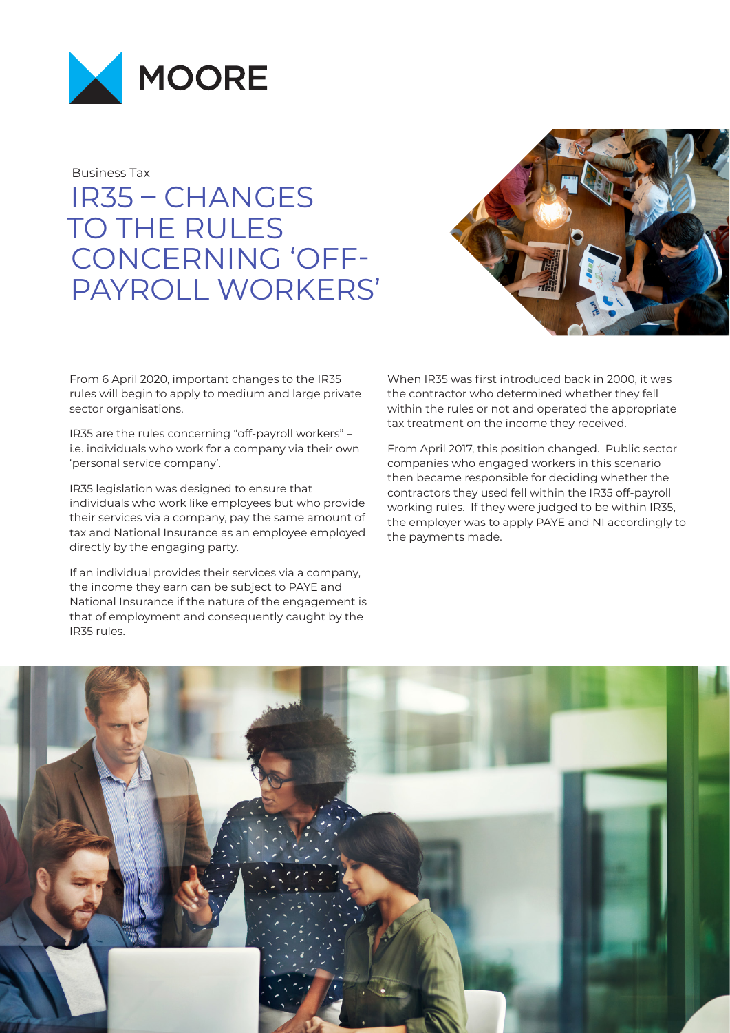MOORE

Business Tax

# IR35 – CHANGES TO THE RULES CONCERNING 'OFF-PAYROLL WORKERS'

From 6 April 2020, important changes to the IR35 rules will begin to apply to medium and large private sector organisations.

IR35 are the rules concerning "off-payroll workers" – i.e. individuals who work for a company via their own 'personal service company'.

IR35 legislation was designed to ensure that individuals who work like employees but who provide their services via a company, pay the same amount of tax and National Insurance as an employee employed directly by the engaging party.

If an individual provides their services via a company, the income they earn can be subject to PAYE and National Insurance if the nature of the engagement is that of employment and consequently caught by the IR35 rules.

When IR35 was first introduced back in 2000, it was the contractor who determined whether they fell within the rules or not and operated the appropriate tax treatment on the income they received.

From April 2017, this position changed. Public sector companies who engaged workers in this scenario then became responsible for deciding whether the contractors they used fell within the IR35 off-payroll working rules. If they were judged to be within IR35, the employer was to apply PAYE and NI accordingly to the payments made.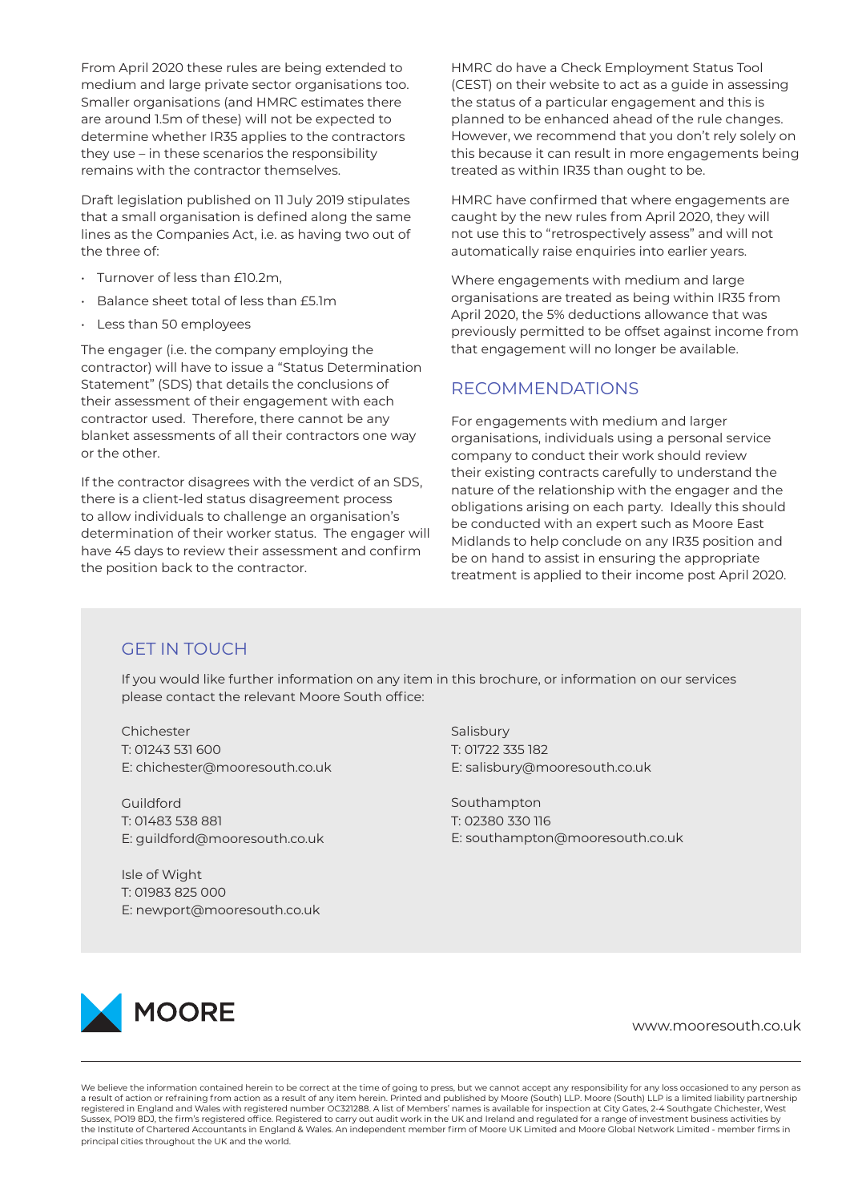From April 2020 these rules are being extended to medium and large private sector organisations too. Smaller organisations (and HMRC estimates there are around 1.5m of these) will not be expected to determine whether IR35 applies to the contractors they use – in these scenarios the responsibility remains with the contractor themselves.

Draft legislation published on 11 July 2019 stipulates that a small organisation is defined along the same lines as the Companies Act, i.e. as having two out of the three of:

- Turnover of less than £10.2m,
- Balance sheet total of less than £5.1m
- Less than 50 employees

The engager (i.e. the company employing the contractor) will have to issue a "Status Determination Statement" (SDS) that details the conclusions of their assessment of their engagement with each contractor used. Therefore, there cannot be any blanket assessments of all their contractors one way or the other.

If the contractor disagrees with the verdict of an SDS, there is a client-led status disagreement process to allow individuals to challenge an organisation's determination of their worker status. The engager will have 45 days to review their assessment and confirm the position back to the contractor.

HMRC do have a Check Employment Status Tool (CEST) on their website to act as a guide in assessing the status of a particular engagement and this is planned to be enhanced ahead of the rule changes. However, we recommend that you don't rely solely on this because it can result in more engagements being treated as within IR35 than ought to be.

HMRC have confirmed that where engagements are caught by the new rules from April 2020, they will not use this to "retrospectively assess" and will not automatically raise enquiries into earlier years.

Where engagements with medium and large organisations are treated as being within IR35 from April 2020, the 5% deductions allowance that was previously permitted to be offset against income from that engagement will no longer be available.

## RECOMMENDATIONS

For engagements with medium and larger organisations, individuals using a personal service company to conduct their work should review their existing contracts carefully to understand the nature of the relationship with the engager and the obligations arising on each party. Ideally this should be conducted with an expert such as Moore East Midlands to help conclude on any IR35 position and be on hand to assist in ensuring the appropriate treatment is applied to their income post April 2020.

## GET IN TOUCH

If you would like further information on any item in this brochure, or information on our services please contact the relevant Moore South office:

Chichester
T: 01243 531 600
E: chichester@mooresouth.co.uk

Guildford
T: 01483 538 881
E: guildford@mooresouth.co.uk

Isle of Wight
T: 01983 825 000
E: newport@mooresouth.co.uk

Salisbury
T: 01722 335 182
E: salisbury@mooresouth.co.uk

Southampton
T: 02380 330 116
E: southampton@mooresouth.co.uk

MOORE

www.mooresouth.co.uk

We believe the information contained herein to be correct at the time of going to press, but we cannot accept any responsibility for any loss occasioned to any person as a result of action or refraining from action as a result of any item herein. Printed and published by Moore (South) LLP. Moore (South) LLP is a limited liability partnership registered in England and Wales with registered number OC321288. A list of Members' names is available for inspection at City Gates, 2-4 Southgate Chichester, West Sussex, PO19 8DJ, the firm's registered office. Registered to carry out audit work in the UK and Ireland and regulated for a range of investment business activities by the Institute of Chartered Accountants in England & Wales. An independent member firm of Moore UK Limited and Moore Global Network Limited - member firms in principal cities throughout the UK and the world.